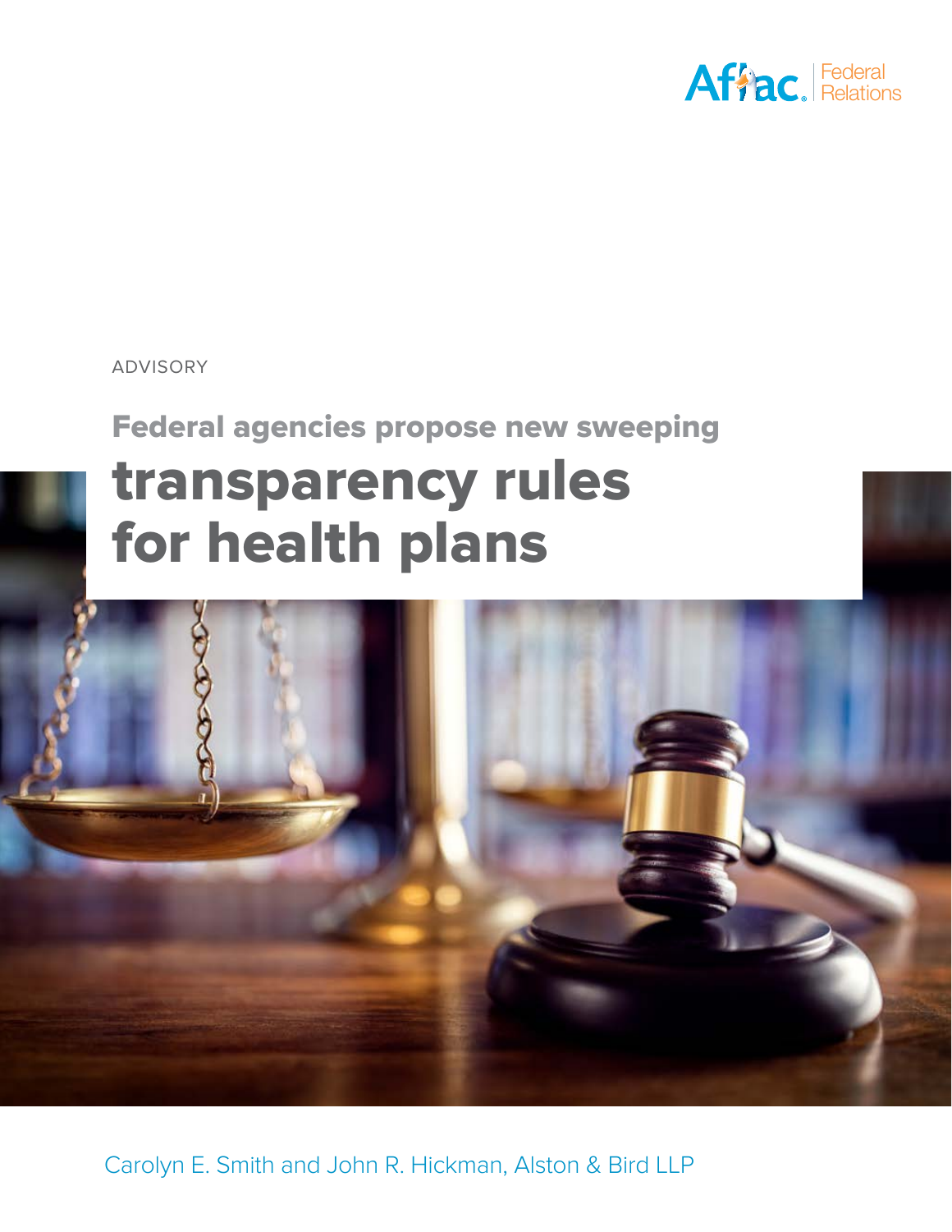Aflac. Federal Relations

ADVISORY

# Federal agencies propose new sweeping transparency rules for health plans

Carolyn E. Smith and John R. Hickman, Alston & Bird LLP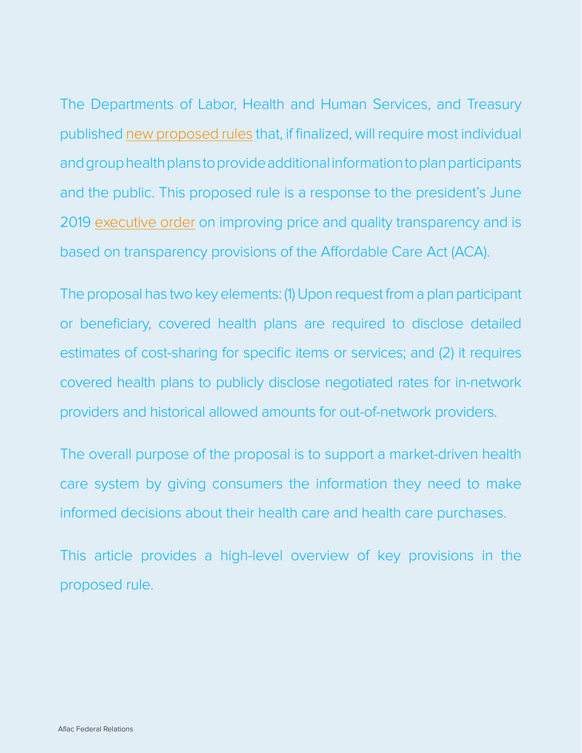The Departments of Labor, Health and Human Services, and Treasury published new proposed rules that, if finalized, will require most individual and group health plans to provide additional information to plan participants and the public. This proposed rule is a response to the president's June 2019 executive order on improving price and quality transparency and is based on transparency provisions of the Affordable Care Act (ACA).

The proposal has two key elements: (1) Upon request from a plan participant or beneficiary, covered health plans are required to disclose detailed estimates of cost-sharing for specific items or services; and (2) it requires covered health plans to publicly disclose negotiated rates for in-network providers and historical allowed amounts for out-of-network providers.

The overall purpose of the proposal is to support a market-driven health care system by giving consumers the information they need to make informed decisions about their health care and health care purchases.

This article provides a high-level overview of key provisions in the proposed rule.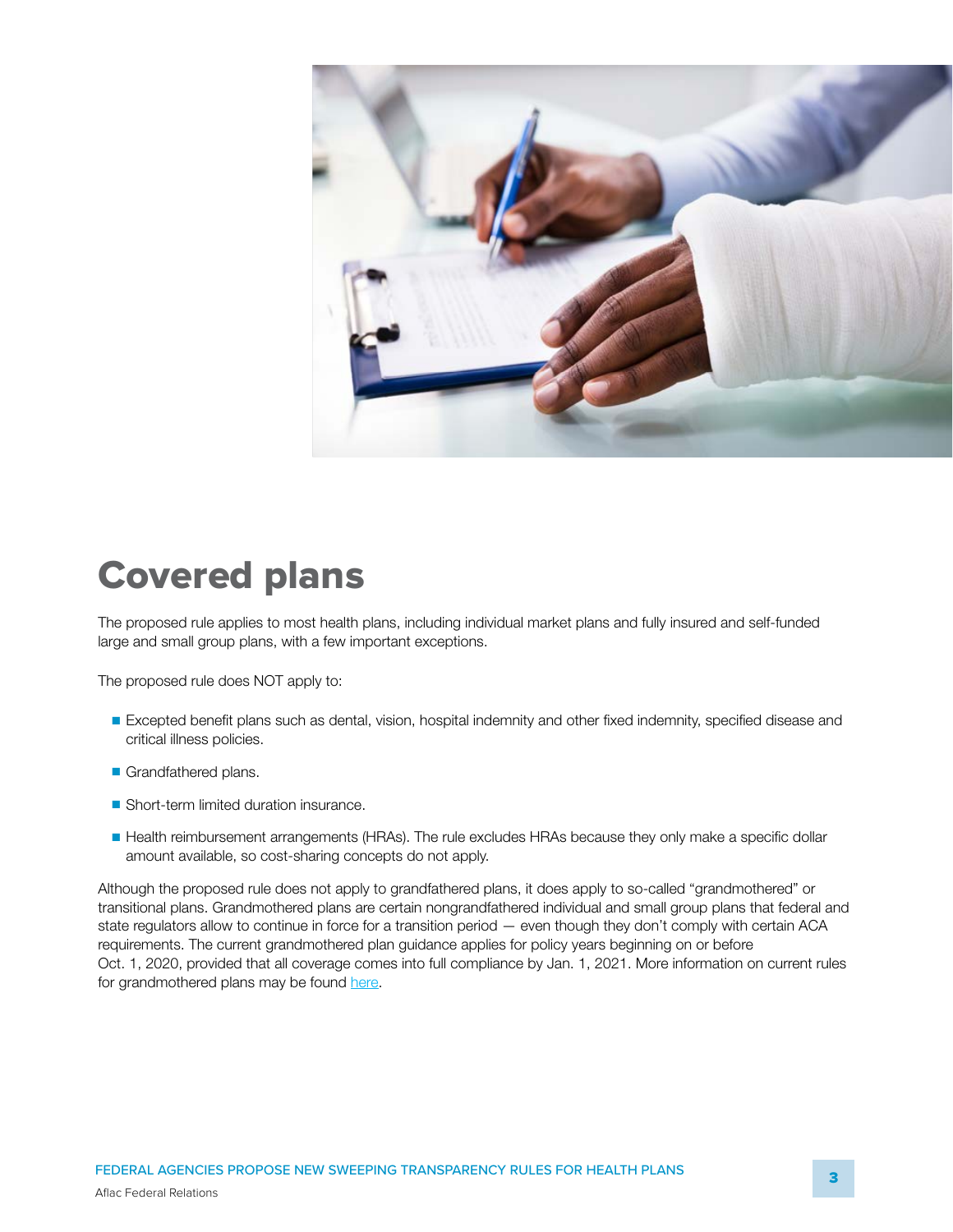# Covered plans

The proposed rule applies to most health plans, including individual market plans and fully insured and self-funded large and small group plans, with a few important exceptions.

The proposed rule does NOT apply to:

- Excepted benefit plans such as dental, vision, hospital indemnity and other fixed indemnity, specified disease and critical illness policies.
- Grandfathered plans.
- Short-term limited duration insurance.
- Health reimbursement arrangements (HRAs). The rule excludes HRAs because they only make a specific dollar amount available, so cost-sharing concepts do not apply.

Although the proposed rule does not apply to grandfathered plans, it does apply to so-called "grandmothered" or transitional plans. Grandmothered plans are certain nongrandfathered individual and small group plans that federal and state regulators allow to continue in force for a transition period — even though they don't comply with certain ACA requirements. The current grandmothered plan guidance applies for policy years beginning on or before Oct. 1, 2020, provided that all coverage comes into full compliance by Jan. 1, 2021. More information on current rules for grandmothered plans may be found here.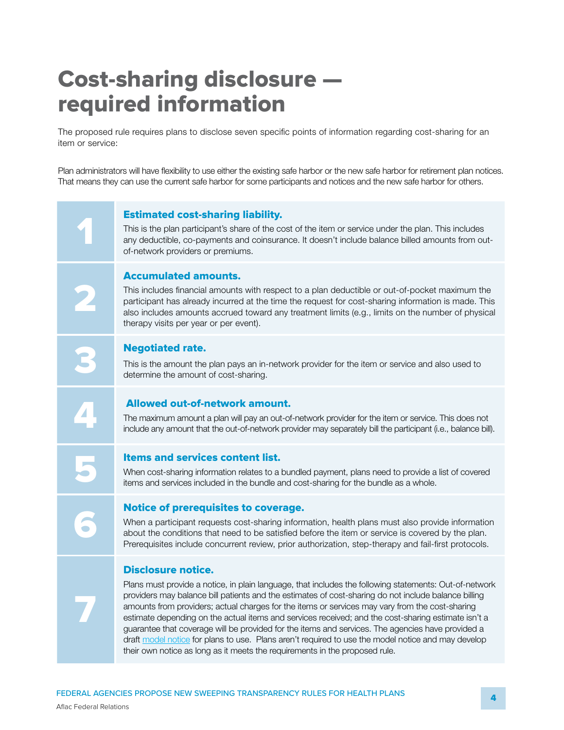# Cost-sharing disclosure — required information

The proposed rule requires plans to disclose seven specific points of information regarding cost-sharing for an item or service:

Plan administrators will have flexibility to use either the existing safe harbor or the new safe harbor for retirement plan notices. That means they can use the current safe harbor for some participants and notices and the new safe harbor for others.

**1**

### Estimated cost-sharing liability.

This is the plan participant's share of the cost of the item or service under the plan. This includes any deductible, co-payments and coinsurance. It doesn't include balance billed amounts from out-of-network providers or premiums.

**2**

### Accumulated amounts.

This includes financial amounts with respect to a plan deductible or out-of-pocket maximum the participant has already incurred at the time the request for cost-sharing information is made. This also includes amounts accrued toward any treatment limits (e.g., limits on the number of physical therapy visits per year or per event).

**3**

### Negotiated rate.

This is the amount the plan pays an in-network provider for the item or service and also used to determine the amount of cost-sharing.

**4**

### Allowed out-of-network amount.

The maximum amount a plan will pay an out-of-network provider for the item or service. This does not include any amount that the out-of-network provider may separately bill the participant (i.e., balance bill).

**5**

### Items and services content list.

When cost-sharing information relates to a bundled payment, plans need to provide a list of covered items and services included in the bundle and cost-sharing for the bundle as a whole.

**6**

### Notice of prerequisites to coverage.

When a participant requests cost-sharing information, health plans must also provide information about the conditions that need to be satisfied before the item or service is covered by the plan. Prerequisites include concurrent review, prior authorization, step-therapy and fail-first protocols.

**7**

### Disclosure notice.

Plans must provide a notice, in plain language, that includes the following statements: Out-of-network providers may balance bill patients and the estimates of cost-sharing do not include balance billing amounts from providers; actual charges for the items or services may vary from the cost-sharing estimate depending on the actual items and services received; and the cost-sharing estimate isn't a guarantee that coverage will be provided for the items and services. The agencies have provided a draft model notice for plans to use. Plans aren't required to use the model notice and may develop their own notice as long as it meets the requirements in the proposed rule.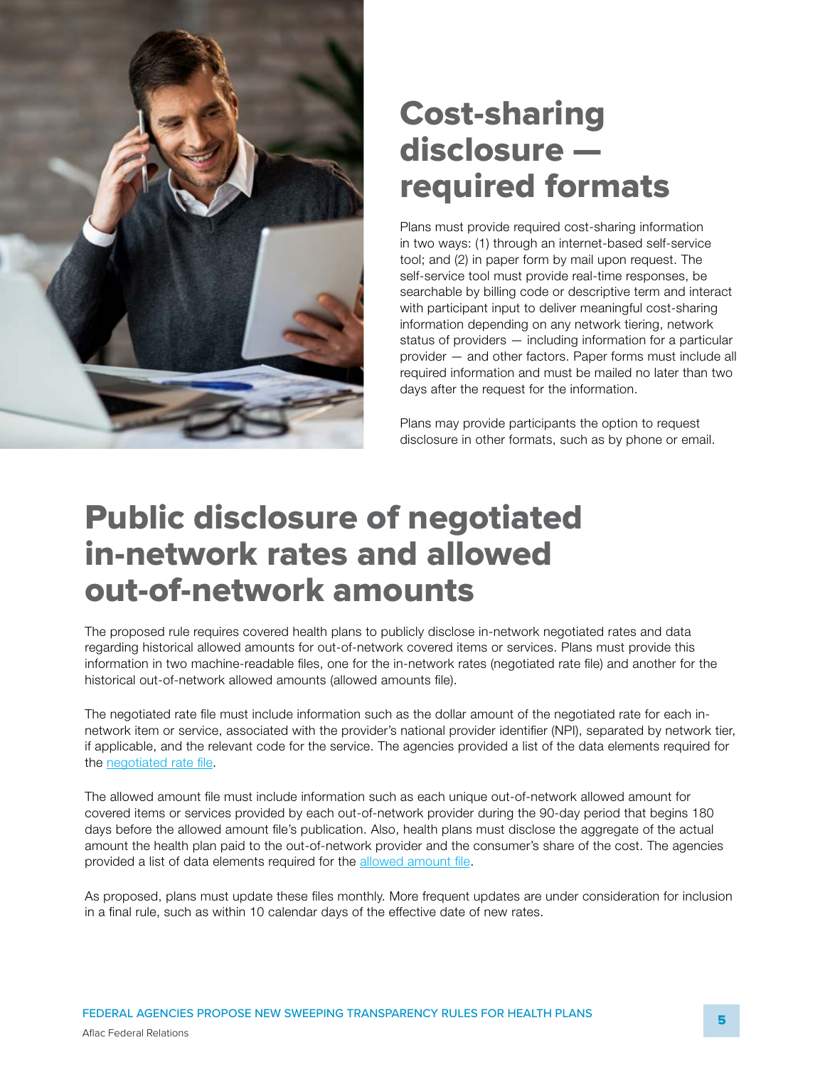## Cost-sharing disclosure — required formats

Plans must provide required cost-sharing information in two ways: (1) through an internet-based self-service tool; and (2) in paper form by mail upon request. The self-service tool must provide real-time responses, be searchable by billing code or descriptive term and interact with participant input to deliver meaningful cost-sharing information depending on any network tiering, network status of providers — including information for a particular provider — and other factors. Paper forms must include all required information and must be mailed no later than two days after the request for the information.

Plans may provide participants the option to request disclosure in other formats, such as by phone or email.

## Public disclosure of negotiated in-network rates and allowed out-of-network amounts

The proposed rule requires covered health plans to publicly disclose in-network negotiated rates and data regarding historical allowed amounts for out-of-network covered items or services. Plans must provide this information in two machine-readable files, one for the in-network rates (negotiated rate file) and another for the historical out-of-network allowed amounts (allowed amounts file).

The negotiated rate file must include information such as the dollar amount of the negotiated rate for each in-network item or service, associated with the provider's national provider identifier (NPI), separated by network tier, if applicable, and the relevant code for the service. The agencies provided a list of the data elements required for the negotiated rate file.

The allowed amount file must include information such as each unique out-of-network allowed amount for covered items or services provided by each out-of-network provider during the 90-day period that begins 180 days before the allowed amount file's publication. Also, health plans must disclose the aggregate of the actual amount the health plan paid to the out-of-network provider and the consumer's share of the cost. The agencies provided a list of data elements required for the allowed amount file.

As proposed, plans must update these files monthly. More frequent updates are under consideration for inclusion in a final rule, such as within 10 calendar days of the effective date of new rates.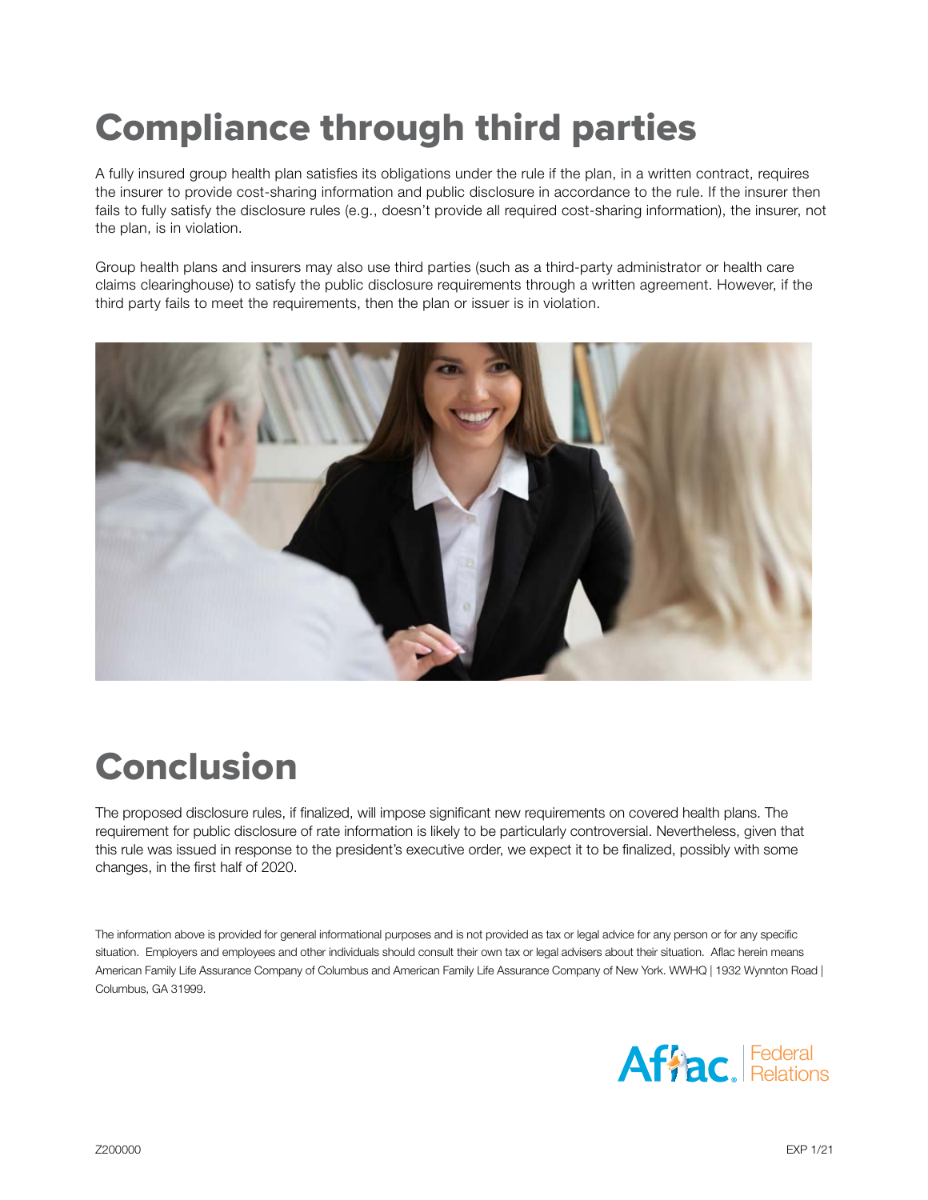# Compliance through third parties

A fully insured group health plan satisfies its obligations under the rule if the plan, in a written contract, requires the insurer to provide cost-sharing information and public disclosure in accordance to the rule. If the insurer then fails to fully satisfy the disclosure rules (e.g., doesn't provide all required cost-sharing information), the insurer, not the plan, is in violation.

Group health plans and insurers may also use third parties (such as a third-party administrator or health care claims clearinghouse) to satisfy the public disclosure requirements through a written agreement. However, if the third party fails to meet the requirements, then the plan or issuer is in violation.

# Conclusion

The proposed disclosure rules, if finalized, will impose significant new requirements on covered health plans. The requirement for public disclosure of rate information is likely to be particularly controversial. Nevertheless, given that this rule was issued in response to the president's executive order, we expect it to be finalized, possibly with some changes, in the first half of 2020.

The information above is provided for general informational purposes and is not provided as tax or legal advice for any person or for any specific situation. Employers and employees and other individuals should consult their own tax or legal advisers about their situation. Aflac herein means American Family Life Assurance Company of Columbus and American Family Life Assurance Company of New York. WWHQ | 1932 Wynnton Road | Columbus, GA 31999.

Aflac | Federal Relations

Z200000

EXP 1/21